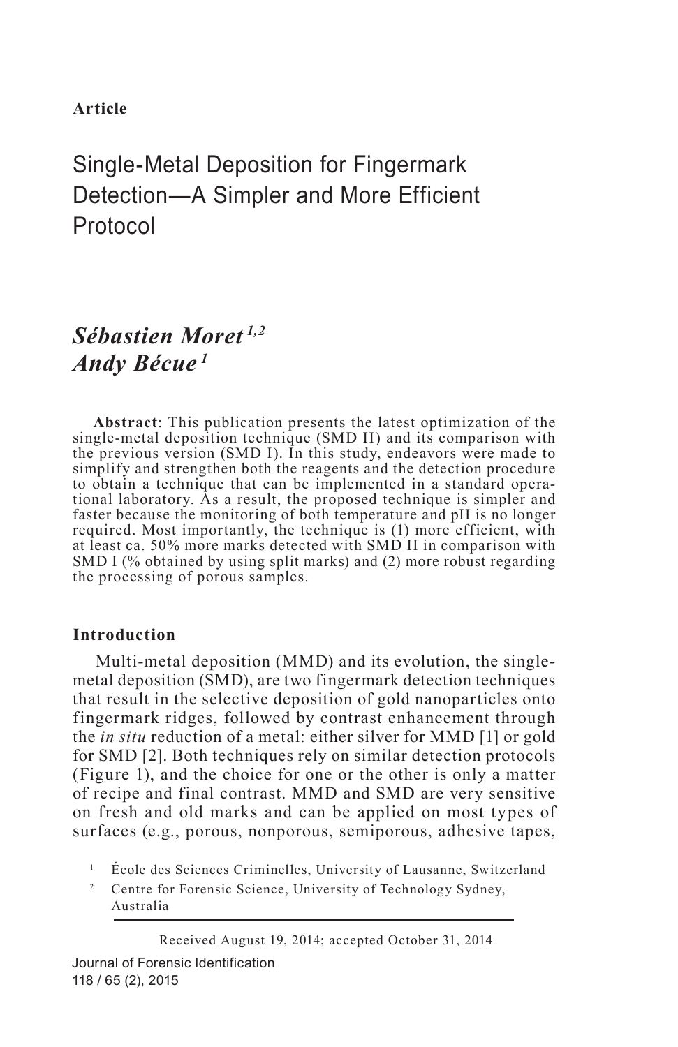**Article**

# Single-Metal Deposition for Fingermark Detection—A Simpler and More Efficient Protocol

***Sébastien Moret*** [1,2]
***Andy Bécue*** [1]

**Abstract**: This publication presents the latest optimization of the single-metal deposition technique (SMD II) and its comparison with the previous version (SMD I). In this study, endeavors were made to simplify and strengthen both the reagents and the detection procedure to obtain a technique that can be implemented in a standard operational laboratory. As a result, the proposed technique is simpler and faster because the monitoring of both temperature and pH is no longer required. Most importantly, the technique is (1) more efficient, with at least ca. 50% more marks detected with SMD II in comparison with SMD I (% obtained by using split marks) and (2) more robust regarding the processing of porous samples.

## Introduction

Multi-metal deposition (MMD) and its evolution, the single-metal deposition (SMD), are two fingermark detection techniques that result in the selective deposition of gold nanoparticles onto fingermark ridges, followed by contrast enhancement through the *in situ* reduction of a metal: either silver for MMD [1] or gold for SMD [2]. Both techniques rely on similar detection protocols (Figure 1), and the choice for one or the other is only a matter of recipe and final contrast. MMD and SMD are very sensitive on fresh and old marks and can be applied on most types of surfaces (e.g., porous, nonporous, semiporous, adhesive tapes,

[1] École des Sciences Criminelles, University of Lausanne, Switzerland

[2] Centre for Forensic Science, University of Technology Sydney, Australia

Received August 19, 2014; accepted October 31, 2014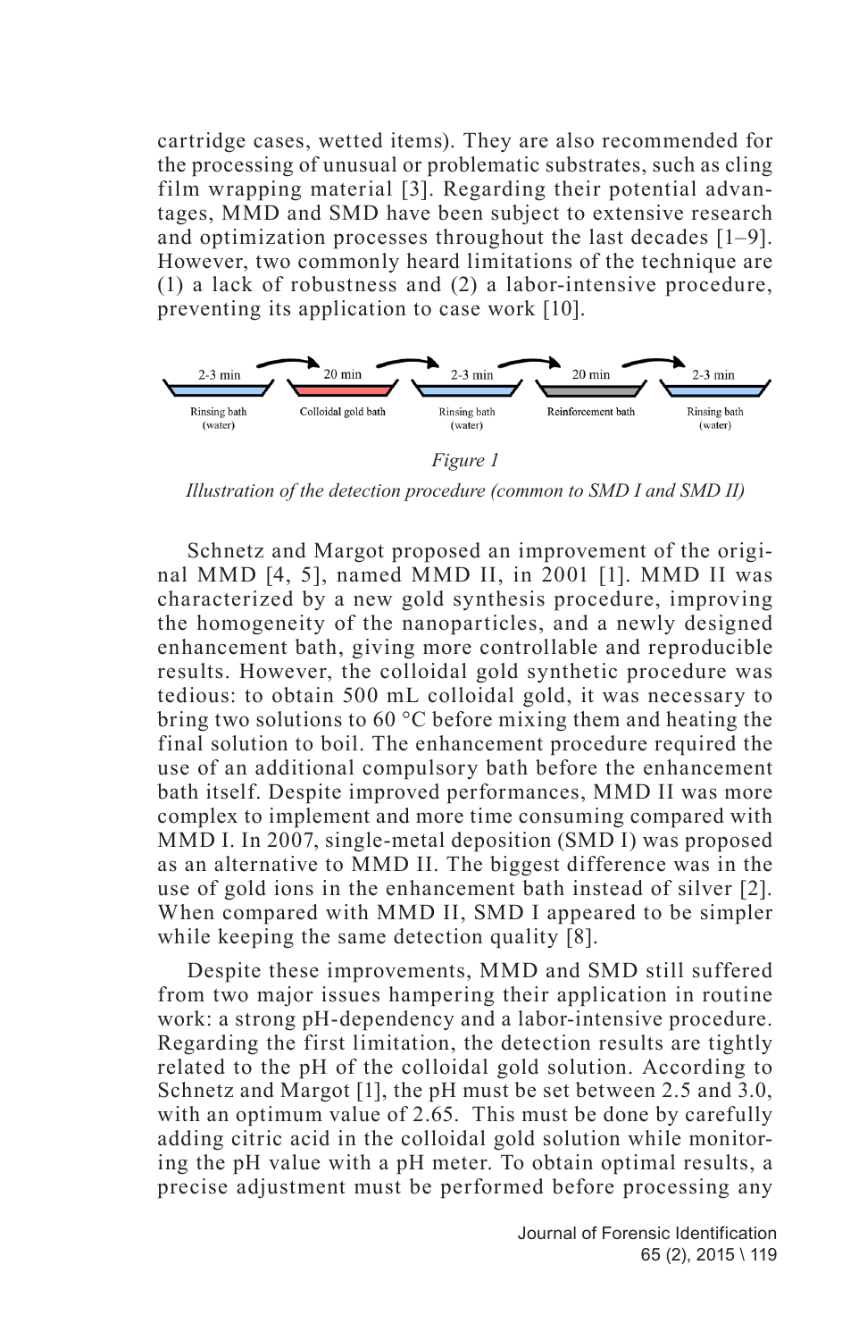cartridge cases, wetted items). They are also recommended for the processing of unusual or problematic substrates, such as cling film wrapping material [3]. Regarding their potential advantages, MMD and SMD have been subject to extensive research and optimization processes throughout the last decades [1–9]. However, two commonly heard limitations of the technique are (1) a lack of robustness and (2) a labor-intensive procedure, preventing its application to case work [10].

2-3 min → 20 min → 2-3 min → 20 min → 2-3 min

Rinsing bath (water) | Colloidal gold bath | Rinsing bath (water) | Reinforcement bath | Rinsing bath (water)

*Figure 1*

*Illustration of the detection procedure (common to SMD I and SMD II)*

Schnetz and Margot proposed an improvement of the original MMD [4, 5], named MMD II, in 2001 [1]. MMD II was characterized by a new gold synthesis procedure, improving the homogeneity of the nanoparticles, and a newly designed enhancement bath, giving more controllable and reproducible results. However, the colloidal gold synthetic procedure was tedious: to obtain 500 mL colloidal gold, it was necessary to bring two solutions to 60 °C before mixing them and heating the final solution to boil. The enhancement procedure required the use of an additional compulsory bath before the enhancement bath itself. Despite improved performances, MMD II was more complex to implement and more time consuming compared with MMD I. In 2007, single-metal deposition (SMD I) was proposed as an alternative to MMD II. The biggest difference was in the use of gold ions in the enhancement bath instead of silver [2]. When compared with MMD II, SMD I appeared to be simpler while keeping the same detection quality [8].

Despite these improvements, MMD and SMD still suffered from two major issues hampering their application in routine work: a strong pH-dependency and a labor-intensive procedure. Regarding the first limitation, the detection results are tightly related to the pH of the colloidal gold solution. According to Schnetz and Margot [1], the pH must be set between 2.5 and 3.0, with an optimum value of 2.65. This must be done by carefully adding citric acid in the colloidal gold solution while monitoring the pH value with a pH meter. To obtain optimal results, a precise adjustment must be performed before processing any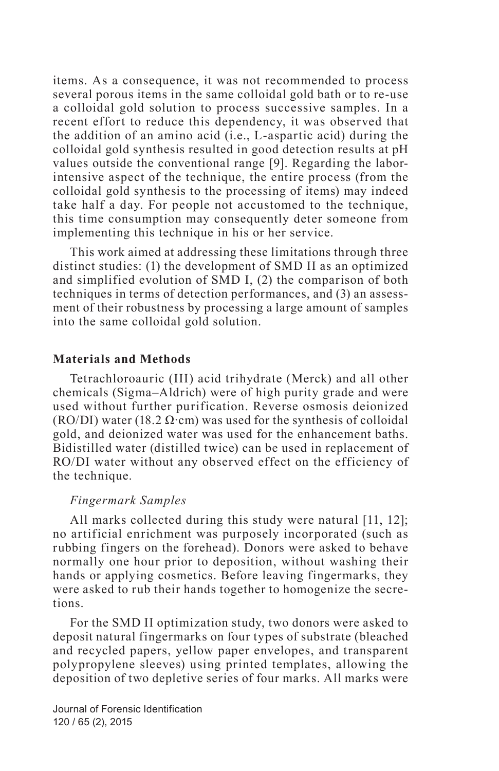items. As a consequence, it was not recommended to process several porous items in the same colloidal gold bath or to re-use a colloidal gold solution to process successive samples. In a recent effort to reduce this dependency, it was observed that the addition of an amino acid (i.e., L-aspartic acid) during the colloidal gold synthesis resulted in good detection results at pH values outside the conventional range [9]. Regarding the labor-intensive aspect of the technique, the entire process (from the colloidal gold synthesis to the processing of items) may indeed take half a day. For people not accustomed to the technique, this time consumption may consequently deter someone from implementing this technique in his or her service.

This work aimed at addressing these limitations through three distinct studies: (1) the development of SMD II as an optimized and simplified evolution of SMD I, (2) the comparison of both techniques in terms of detection performances, and (3) an assessment of their robustness by processing a large amount of samples into the same colloidal gold solution.

## Materials and Methods

Tetrachloroauric (III) acid trihydrate (Merck) and all other chemicals (Sigma–Aldrich) were of high purity grade and were used without further purification. Reverse osmosis deionized (RO/DI) water (18.2 Ω·cm) was used for the synthesis of colloidal gold, and deionized water was used for the enhancement baths. Bidistilled water (distilled twice) can be used in replacement of RO/DI water without any observed effect on the efficiency of the technique.

### *Fingermark Samples*

All marks collected during this study were natural [11, 12]; no artificial enrichment was purposely incorporated (such as rubbing fingers on the forehead). Donors were asked to behave normally one hour prior to deposition, without washing their hands or applying cosmetics. Before leaving fingermarks, they were asked to rub their hands together to homogenize the secretions.

For the SMD II optimization study, two donors were asked to deposit natural fingermarks on four types of substrate (bleached and recycled papers, yellow paper envelopes, and transparent polypropylene sleeves) using printed templates, allowing the deposition of two depletive series of four marks. All marks were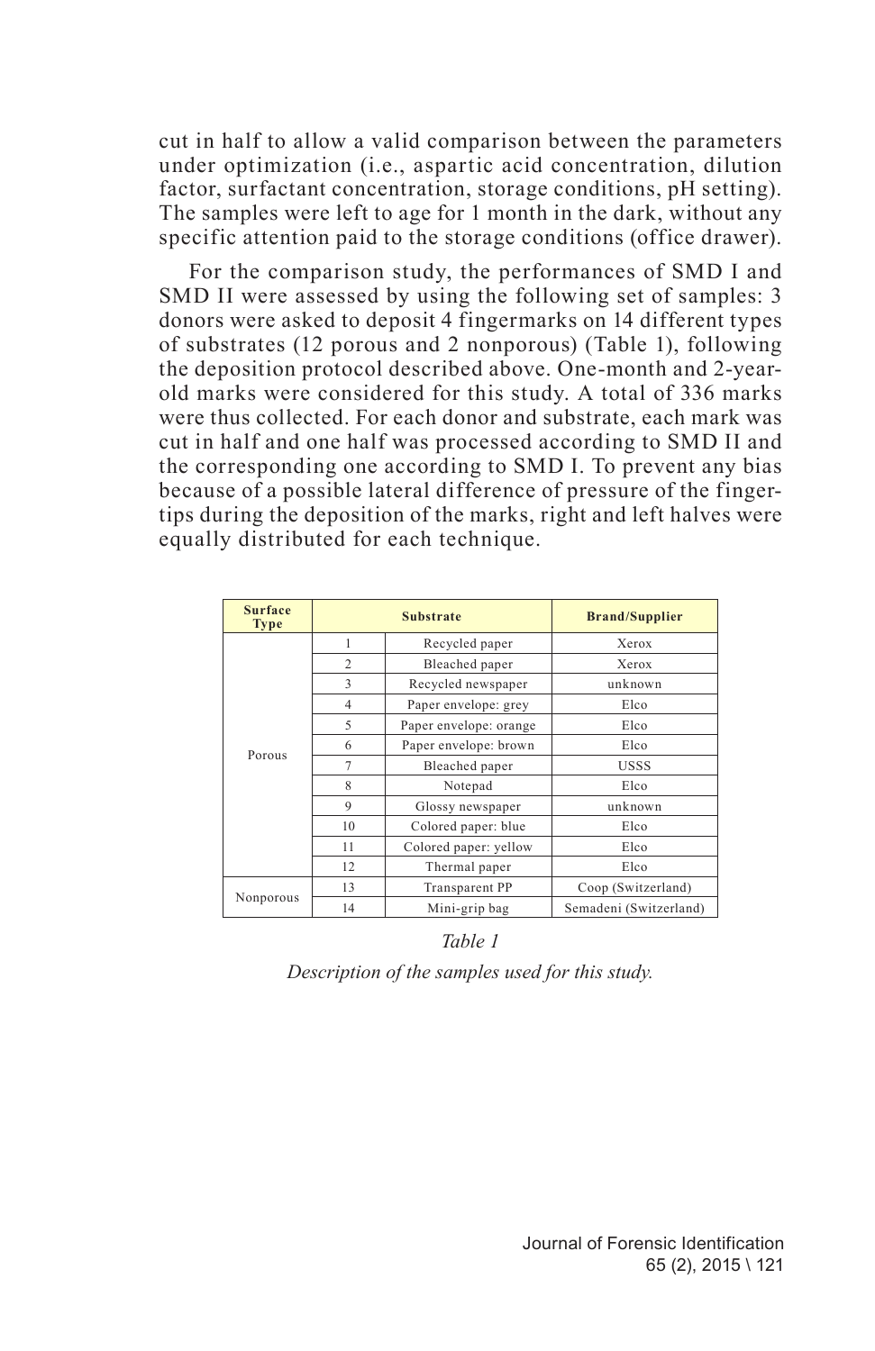cut in half to allow a valid comparison between the parameters under optimization (i.e., aspartic acid concentration, dilution factor, surfactant concentration, storage conditions, pH setting). The samples were left to age for 1 month in the dark, without any specific attention paid to the storage conditions (office drawer).

For the comparison study, the performances of SMD I and SMD II were assessed by using the following set of samples: 3 donors were asked to deposit 4 fingermarks on 14 different types of substrates (12 porous and 2 nonporous) (Table 1), following the deposition protocol described above. One-month and 2-year-old marks were considered for this study. A total of 336 marks were thus collected. For each donor and substrate, each mark was cut in half and one half was processed according to SMD II and the corresponding one according to SMD I. To prevent any bias because of a possible lateral difference of pressure of the fingertips during the deposition of the marks, right and left halves were equally distributed for each technique.

| Surface Type | Substrate | | Brand/Supplier |
|---|---|---|---|
| Porous | 1 | Recycled paper | Xerox |
| | 2 | Bleached paper | Xerox |
| | 3 | Recycled newspaper | unknown |
| | 4 | Paper envelope: grey | Elco |
| | 5 | Paper envelope: orange | Elco |
| | 6 | Paper envelope: brown | Elco |
| | 7 | Bleached paper | USSS |
| | 8 | Notepad | Elco |
| | 9 | Glossy newspaper | unknown |
| | 10 | Colored paper: blue | Elco |
| | 11 | Colored paper: yellow | Elco |
| | 12 | Thermal paper | Elco |
| Nonporous | 13 | Transparent PP | Coop (Switzerland) |
| | 14 | Mini-grip bag | Semadeni (Switzerland) |

*Table 1*

*Description of the samples used for this study.*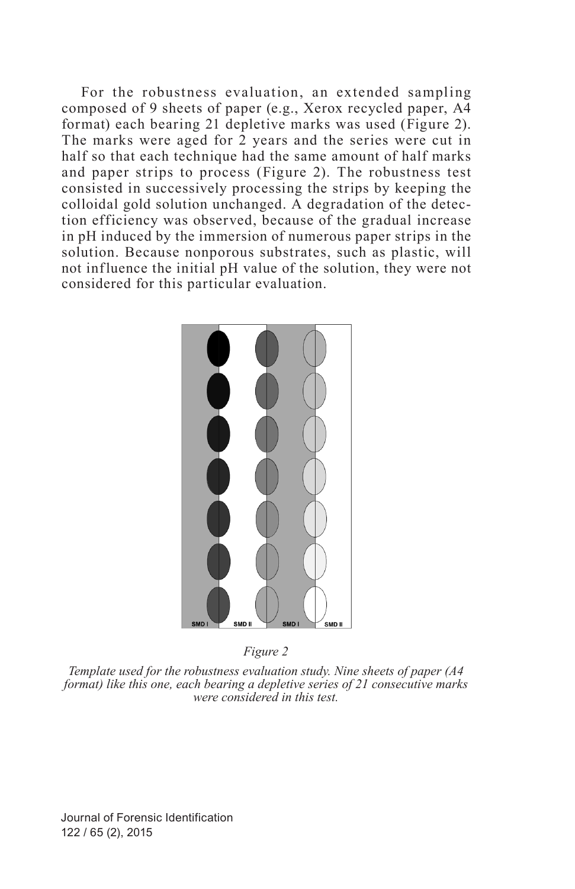For the robustness evaluation, an extended sampling composed of 9 sheets of paper (e.g., Xerox recycled paper, A4 format) each bearing 21 depletive marks was used (Figure 2). The marks were aged for 2 years and the series were cut in half so that each technique had the same amount of half marks and paper strips to process (Figure 2). The robustness test consisted in successively processing the strips by keeping the colloidal gold solution unchanged. A degradation of the detection efficiency was observed, because of the gradual increase in pH induced by the immersion of numerous paper strips in the solution. Because nonporous substrates, such as plastic, will not influence the initial pH value of the solution, they were not considered for this particular evaluation.

SMD I SMD II SMD I SMD II

*Figure 2*

*Template used for the robustness evaluation study. Nine sheets of paper (A4 format) like this one, each bearing a depletive series of 21 consecutive marks were considered in this test.*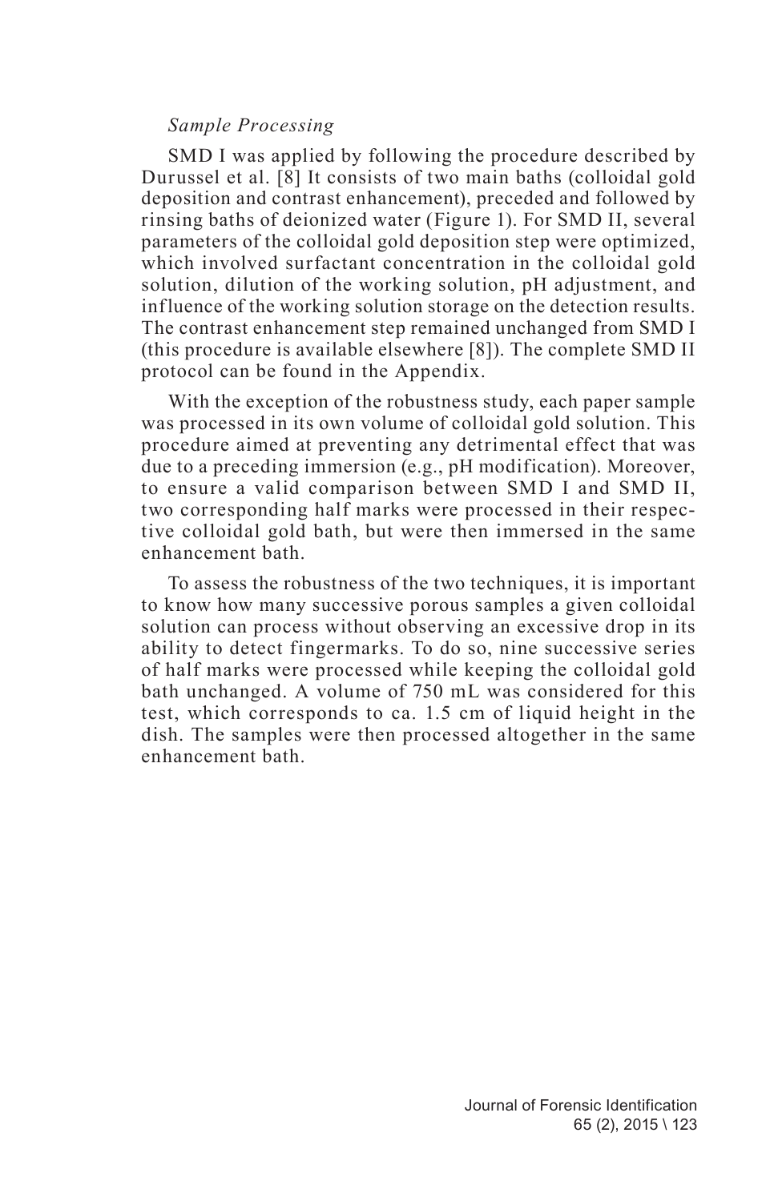*Sample Processing*

SMD I was applied by following the procedure described by Durussel et al. [8] It consists of two main baths (colloidal gold deposition and contrast enhancement), preceded and followed by rinsing baths of deionized water (Figure 1). For SMD II, several parameters of the colloidal gold deposition step were optimized, which involved surfactant concentration in the colloidal gold solution, dilution of the working solution, pH adjustment, and influence of the working solution storage on the detection results. The contrast enhancement step remained unchanged from SMD I (this procedure is available elsewhere [8]). The complete SMD II protocol can be found in the Appendix.

With the exception of the robustness study, each paper sample was processed in its own volume of colloidal gold solution. This procedure aimed at preventing any detrimental effect that was due to a preceding immersion (e.g., pH modification). Moreover, to ensure a valid comparison between SMD I and SMD II, two corresponding half marks were processed in their respective colloidal gold bath, but were then immersed in the same enhancement bath.

To assess the robustness of the two techniques, it is important to know how many successive porous samples a given colloidal solution can process without observing an excessive drop in its ability to detect fingermarks. To do so, nine successive series of half marks were processed while keeping the colloidal gold bath unchanged. A volume of 750 mL was considered for this test, which corresponds to ca. 1.5 cm of liquid height in the dish. The samples were then processed altogether in the same enhancement bath.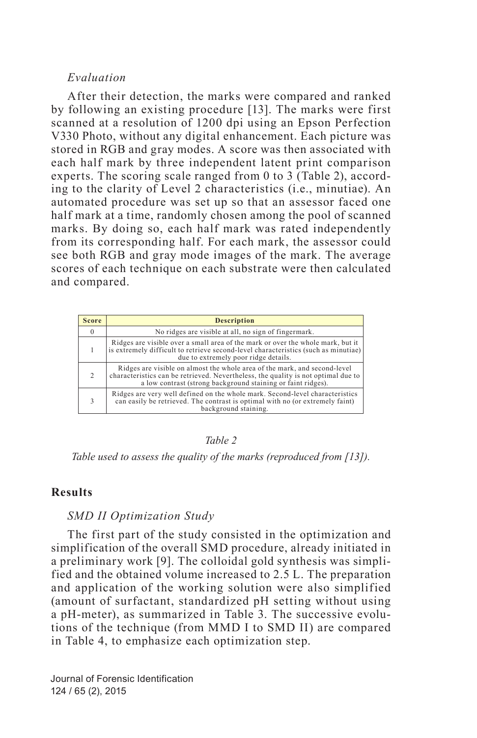### *Evaluation*

After their detection, the marks were compared and ranked by following an existing procedure [13]. The marks were first scanned at a resolution of 1200 dpi using an Epson Perfection V330 Photo, without any digital enhancement. Each picture was stored in RGB and gray modes. A score was then associated with each half mark by three independent latent print comparison experts. The scoring scale ranged from 0 to 3 (Table 2), according to the clarity of Level 2 characteristics (i.e., minutiae). An automated procedure was set up so that an assessor faced one half mark at a time, randomly chosen among the pool of scanned marks. By doing so, each half mark was rated independently from its corresponding half. For each mark, the assessor could see both RGB and gray mode images of the mark. The average scores of each technique on each substrate were then calculated and compared.

| Score | Description |
|---|---|
| 0 | No ridges are visible at all, no sign of fingermark. |
| 1 | Ridges are visible over a small area of the mark or over the whole mark, but it is extremely difficult to retrieve second-level characteristics (such as minutiae) due to extremely poor ridge details. |
| 2 | Ridges are visible on almost the whole area of the mark, and second-level characteristics can be retrieved. Nevertheless, the quality is not optimal due to a low contrast (strong background staining or faint ridges). |
| 3 | Ridges are very well defined on the whole mark. Second-level characteristics can easily be retrieved. The contrast is optimal with no (or extremely faint) background staining. |

*Table 2*

*Table used to assess the quality of the marks (reproduced from [13]).*

## **Results**

### *SMD II Optimization Study*

The first part of the study consisted in the optimization and simplification of the overall SMD procedure, already initiated in a preliminary work [9]. The colloidal gold synthesis was simplified and the obtained volume increased to 2.5 L. The preparation and application of the working solution were also simplified (amount of surfactant, standardized pH setting without using a pH-meter), as summarized in Table 3. The successive evolutions of the technique (from MMD I to SMD II) are compared in Table 4, to emphasize each optimization step.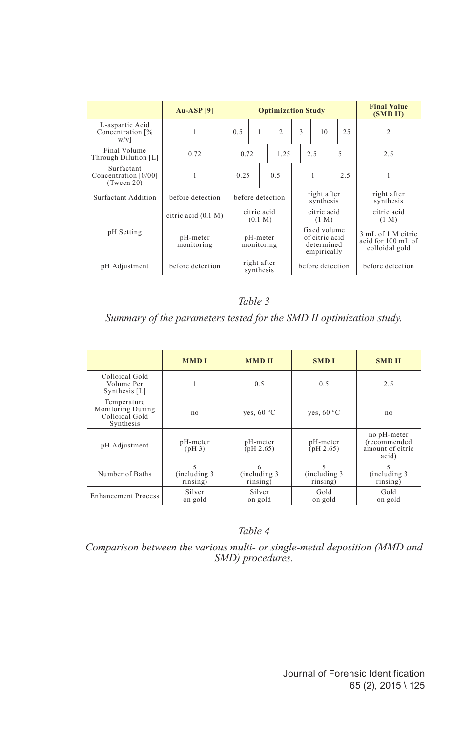| | Au-ASP [9] | Optimization Study | | | | | | Final Value (SMD II) |
|---|---|---|---|---|---|---|---|---|
| L-aspartic Acid Concentration [% w/v] | 1 | 0.5 | 1 | 2 | 3 | 10 | 25 | 2 |
| Final Volume Through Dilution [L] | 0.72 | 0.72 | | 1.25 | 2.5 | | 5 | 2.5 |
| Surfactant Concentration [0/00] (Tween 20) | 1 | 0.25 | | 0.5 | 1 | | 2.5 | 1 |
| Surfactant Addition | before detection | before detection | | | right after synthesis | | | right after synthesis |
| pH Setting | citric acid (0.1 M) | citric acid (0.1 M) | | | citric acid (1 M) | | | citric acid (1 M) |
| | pH-meter monitoring | pH-meter monitoring | | | fixed volume of citric acid determined empirically | | | 3 mL of 1 M citric acid for 100 mL of colloidal gold |
| pH Adjustment | before detection | right after synthesis | | | before detection | | | before detection |

*Table 3*

*Summary of the parameters tested for the SMD II optimization study.*

| | MMD I | MMD II | SMD I | SMD II |
|---|---|---|---|---|
| Colloidal Gold Volume Per Synthesis [L] | 1 | 0.5 | 0.5 | 2.5 |
| Temperature Monitoring During Colloidal Gold Synthesis | no | yes, 60 °C | yes, 60 °C | no |
| pH Adjustment | pH-meter (pH 3) | pH-meter (pH 2.65) | pH-meter (pH 2.65) | no pH-meter (recommended amount of citric acid) |
| Number of Baths | 5 (including 3 rinsing) | 6 (including 3 rinsing) | 5 (including 3 rinsing) | 5 (including 3 rinsing) |
| Enhancement Process | Silver on gold | Silver on gold | Gold on gold | Gold on gold |

*Table 4*

*Comparison between the various multi- or single-metal deposition (MMD and SMD) procedures.*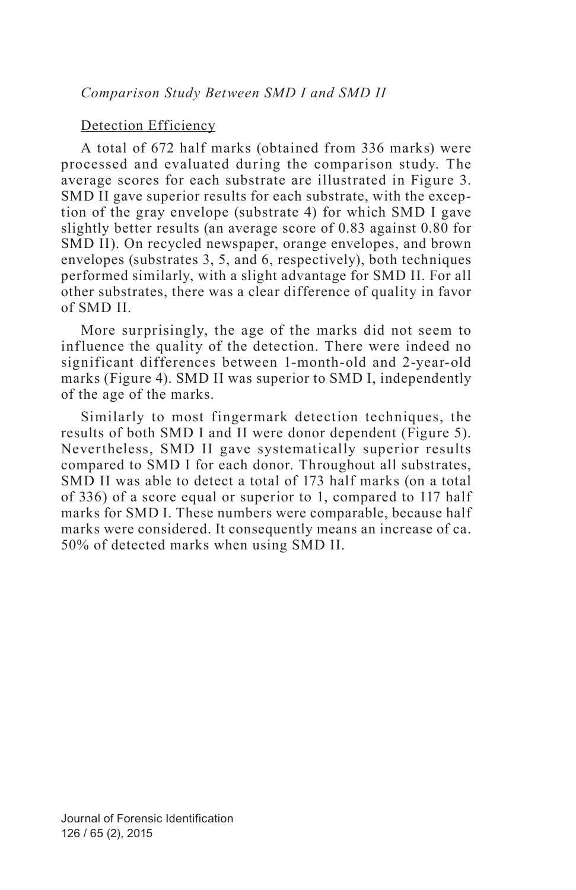*Comparison Study Between SMD I and SMD II*

Detection Efficiency

A total of 672 half marks (obtained from 336 marks) were processed and evaluated during the comparison study. The average scores for each substrate are illustrated in Figure 3. SMD II gave superior results for each substrate, with the exception of the gray envelope (substrate 4) for which SMD I gave slightly better results (an average score of 0.83 against 0.80 for SMD II). On recycled newspaper, orange envelopes, and brown envelopes (substrates 3, 5, and 6, respectively), both techniques performed similarly, with a slight advantage for SMD II. For all other substrates, there was a clear difference of quality in favor of SMD II.

More surprisingly, the age of the marks did not seem to influence the quality of the detection. There were indeed no significant differences between 1-month-old and 2-year-old marks (Figure 4). SMD II was superior to SMD I, independently of the age of the marks.

Similarly to most fingermark detection techniques, the results of both SMD I and II were donor dependent (Figure 5). Nevertheless, SMD II gave systematically superior results compared to SMD I for each donor. Throughout all substrates, SMD II was able to detect a total of 173 half marks (on a total of 336) of a score equal or superior to 1, compared to 117 half marks for SMD I. These numbers were comparable, because half marks were considered. It consequently means an increase of ca. 50% of detected marks when using SMD II.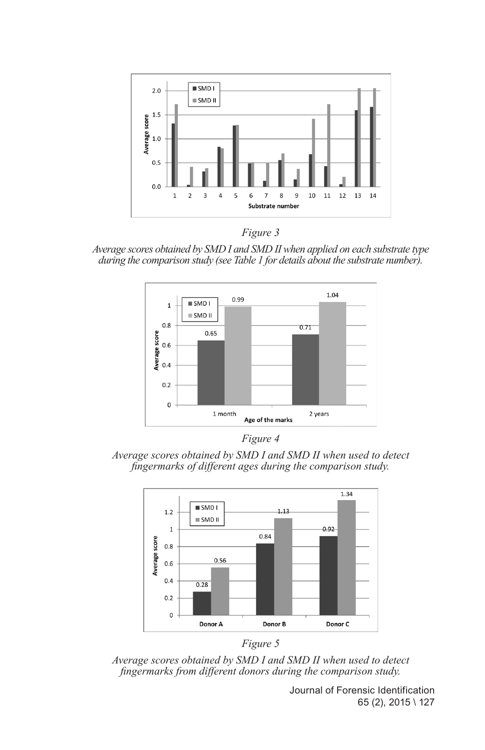*Figure 3*

*Average scores obtained by SMD I and SMD II when applied on each substrate type during the comparison study (see Table 1 for details about the substrate number).*

*Figure 4*

*Average scores obtained by SMD I and SMD II when used to detect fingermarks of different ages during the comparison study.*

*Figure 5*

*Average scores obtained by SMD I and SMD II when used to detect fingermarks from different donors during the comparison study.*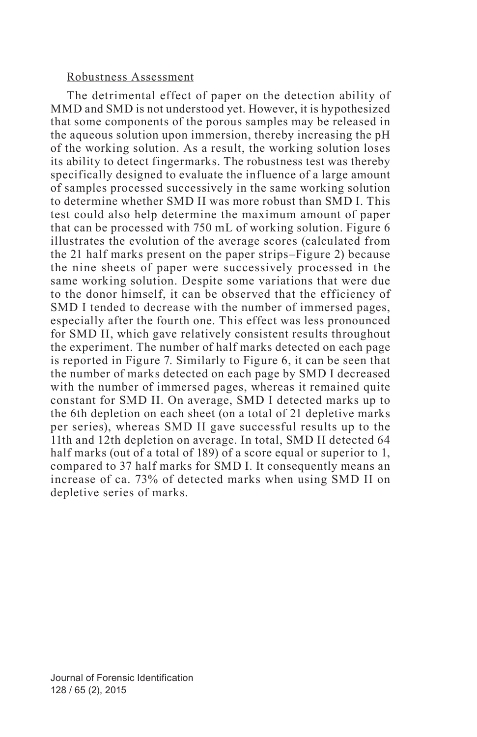### Robustness Assessment

The detrimental effect of paper on the detection ability of MMD and SMD is not understood yet. However, it is hypothesized that some components of the porous samples may be released in the aqueous solution upon immersion, thereby increasing the pH of the working solution. As a result, the working solution loses its ability to detect fingermarks. The robustness test was thereby specifically designed to evaluate the influence of a large amount of samples processed successively in the same working solution to determine whether SMD II was more robust than SMD I. This test could also help determine the maximum amount of paper that can be processed with 750 mL of working solution. Figure 6 illustrates the evolution of the average scores (calculated from the 21 half marks present on the paper strips–Figure 2) because the nine sheets of paper were successively processed in the same working solution. Despite some variations that were due to the donor himself, it can be observed that the efficiency of SMD I tended to decrease with the number of immersed pages, especially after the fourth one. This effect was less pronounced for SMD II, which gave relatively consistent results throughout the experiment. The number of half marks detected on each page is reported in Figure 7. Similarly to Figure 6, it can be seen that the number of marks detected on each page by SMD I decreased with the number of immersed pages, whereas it remained quite constant for SMD II. On average, SMD I detected marks up to the 6th depletion on each sheet (on a total of 21 depletive marks per series), whereas SMD II gave successful results up to the 11th and 12th depletion on average. In total, SMD II detected 64 half marks (out of a total of 189) of a score equal or superior to 1, compared to 37 half marks for SMD I. It consequently means an increase of ca. 73% of detected marks when using SMD II on depletive series of marks.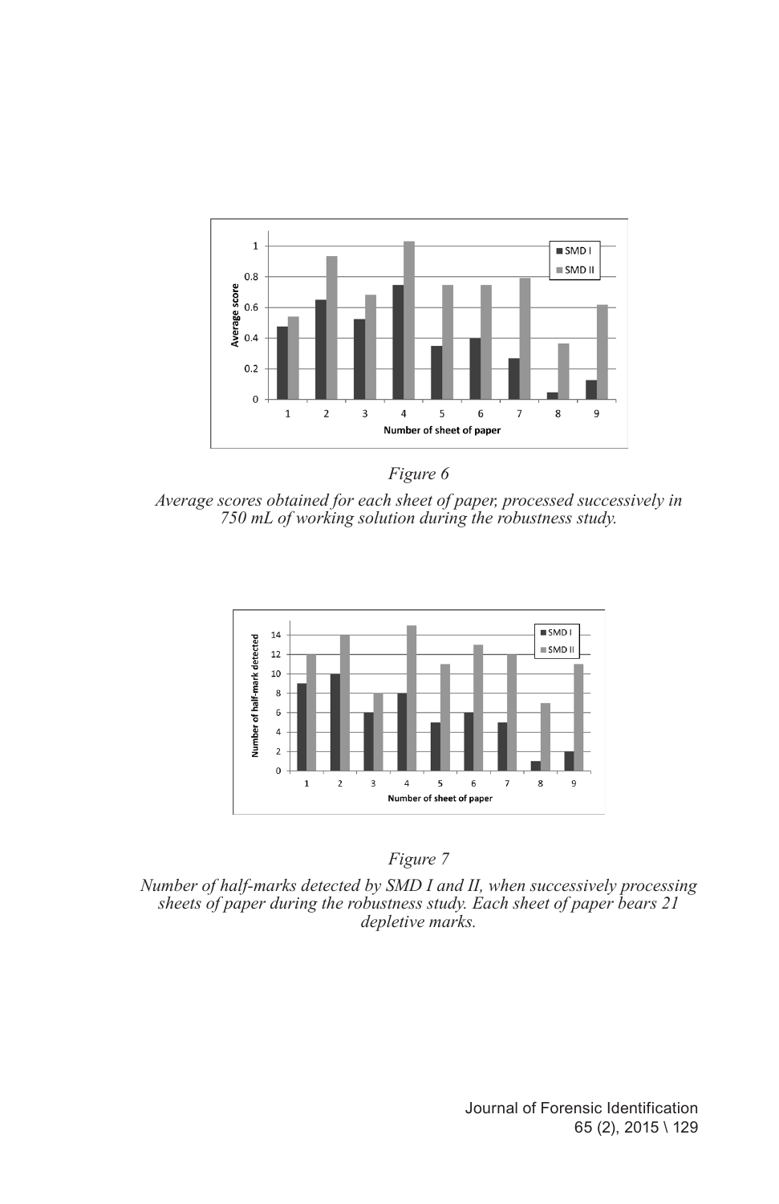*Figure 6*

*Average scores obtained for each sheet of paper, processed successively in 750 mL of working solution during the robustness study.*

*Figure 7*

*Number of half-marks detected by SMD I and II, when successively processing sheets of paper during the robustness study. Each sheet of paper bears 21 depletive marks.*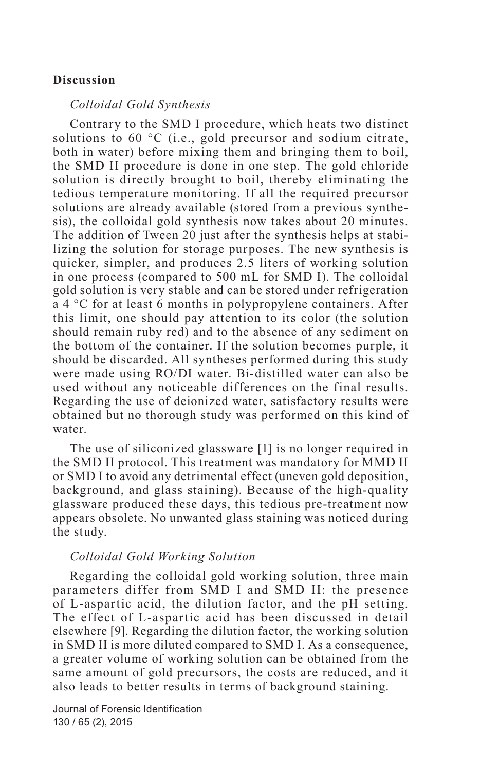## Discussion

### *Colloidal Gold Synthesis*

Contrary to the SMD I procedure, which heats two distinct solutions to 60 °C (i.e., gold precursor and sodium citrate, both in water) before mixing them and bringing them to boil, the SMD II procedure is done in one step. The gold chloride solution is directly brought to boil, thereby eliminating the tedious temperature monitoring. If all the required precursor solutions are already available (stored from a previous synthesis), the colloidal gold synthesis now takes about 20 minutes. The addition of Tween 20 just after the synthesis helps at stabilizing the solution for storage purposes. The new synthesis is quicker, simpler, and produces 2.5 liters of working solution in one process (compared to 500 mL for SMD I). The colloidal gold solution is very stable and can be stored under refrigeration a 4 °C for at least 6 months in polypropylene containers. After this limit, one should pay attention to its color (the solution should remain ruby red) and to the absence of any sediment on the bottom of the container. If the solution becomes purple, it should be discarded. All syntheses performed during this study were made using RO/DI water. Bi-distilled water can also be used without any noticeable differences on the final results. Regarding the use of deionized water, satisfactory results were obtained but no thorough study was performed on this kind of water.

The use of siliconized glassware [1] is no longer required in the SMD II protocol. This treatment was mandatory for MMD II or SMD I to avoid any detrimental effect (uneven gold deposition, background, and glass staining). Because of the high-quality glassware produced these days, this tedious pre-treatment now appears obsolete. No unwanted glass staining was noticed during the study.

### *Colloidal Gold Working Solution*

Regarding the colloidal gold working solution, three main parameters differ from SMD I and SMD II: the presence of L-aspartic acid, the dilution factor, and the pH setting. The effect of L-aspartic acid has been discussed in detail elsewhere [9]. Regarding the dilution factor, the working solution in SMD II is more diluted compared to SMD I. As a consequence, a greater volume of working solution can be obtained from the same amount of gold precursors, the costs are reduced, and it also leads to better results in terms of background staining.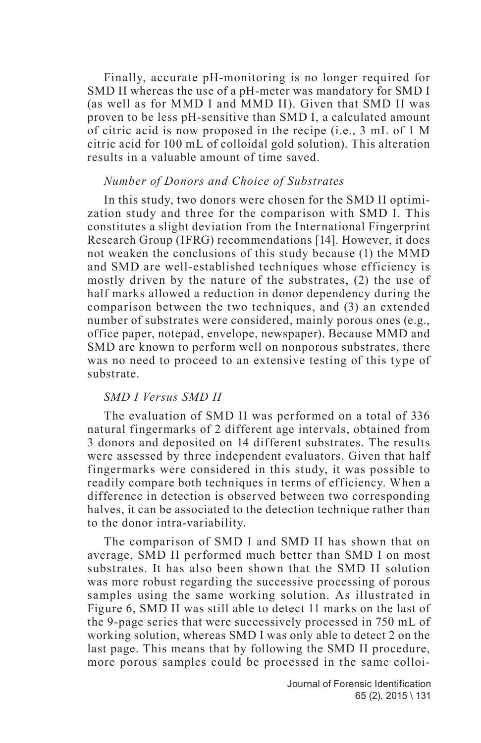Finally, accurate pH-monitoring is no longer required for SMD II whereas the use of a pH-meter was mandatory for SMD I (as well as for MMD I and MMD II). Given that SMD II was proven to be less pH-sensitive than SMD I, a calculated amount of citric acid is now proposed in the recipe (i.e., 3 mL of 1 M citric acid for 100 mL of colloidal gold solution). This alteration results in a valuable amount of time saved.

*Number of Donors and Choice of Substrates*

In this study, two donors were chosen for the SMD II optimization study and three for the comparison with SMD I. This constitutes a slight deviation from the International Fingerprint Research Group (IFRG) recommendations [14]. However, it does not weaken the conclusions of this study because (1) the MMD and SMD are well-established techniques whose efficiency is mostly driven by the nature of the substrates, (2) the use of half marks allowed a reduction in donor dependency during the comparison between the two techniques, and (3) an extended number of substrates were considered, mainly porous ones (e.g., office paper, notepad, envelope, newspaper). Because MMD and SMD are known to perform well on nonporous substrates, there was no need to proceed to an extensive testing of this type of substrate.

*SMD I Versus SMD II*

The evaluation of SMD II was performed on a total of 336 natural fingermarks of 2 different age intervals, obtained from 3 donors and deposited on 14 different substrates. The results were assessed by three independent evaluators. Given that half fingermarks were considered in this study, it was possible to readily compare both techniques in terms of efficiency. When a difference in detection is observed between two corresponding halves, it can be associated to the detection technique rather than to the donor intra-variability.

The comparison of SMD I and SMD II has shown that on average, SMD II performed much better than SMD I on most substrates. It has also been shown that the SMD II solution was more robust regarding the successive processing of porous samples using the same working solution. As illustrated in Figure 6, SMD II was still able to detect 11 marks on the last of the 9-page series that were successively processed in 750 mL of working solution, whereas SMD I was only able to detect 2 on the last page. This means that by following the SMD II procedure, more porous samples could be processed in the same colloi-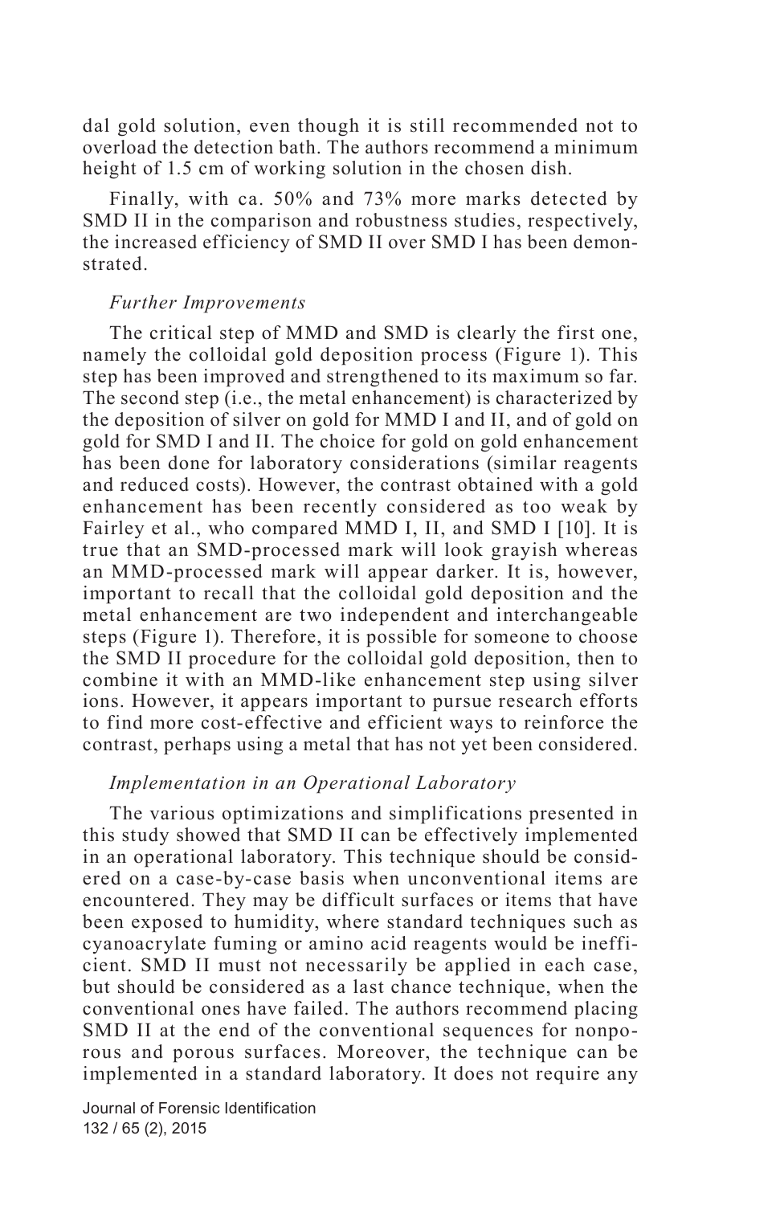dal gold solution, even though it is still recommended not to overload the detection bath. The authors recommend a minimum height of 1.5 cm of working solution in the chosen dish.

Finally, with ca. 50% and 73% more marks detected by SMD II in the comparison and robustness studies, respectively, the increased efficiency of SMD II over SMD I has been demonstrated.

### *Further Improvements*

The critical step of MMD and SMD is clearly the first one, namely the colloidal gold deposition process (Figure 1). This step has been improved and strengthened to its maximum so far. The second step (i.e., the metal enhancement) is characterized by the deposition of silver on gold for MMD I and II, and of gold on gold for SMD I and II. The choice for gold on gold enhancement has been done for laboratory considerations (similar reagents and reduced costs). However, the contrast obtained with a gold enhancement has been recently considered as too weak by Fairley et al., who compared MMD I, II, and SMD I [10]. It is true that an SMD-processed mark will look grayish whereas an MMD-processed mark will appear darker. It is, however, important to recall that the colloidal gold deposition and the metal enhancement are two independent and interchangeable steps (Figure 1). Therefore, it is possible for someone to choose the SMD II procedure for the colloidal gold deposition, then to combine it with an MMD-like enhancement step using silver ions. However, it appears important to pursue research efforts to find more cost-effective and efficient ways to reinforce the contrast, perhaps using a metal that has not yet been considered.

### *Implementation in an Operational Laboratory*

The various optimizations and simplifications presented in this study showed that SMD II can be effectively implemented in an operational laboratory. This technique should be considered on a case-by-case basis when unconventional items are encountered. They may be difficult surfaces or items that have been exposed to humidity, where standard techniques such as cyanoacrylate fuming or amino acid reagents would be inefficient. SMD II must not necessarily be applied in each case, but should be considered as a last chance technique, when the conventional ones have failed. The authors recommend placing SMD II at the end of the conventional sequences for nonporous and porous surfaces. Moreover, the technique can be implemented in a standard laboratory. It does not require any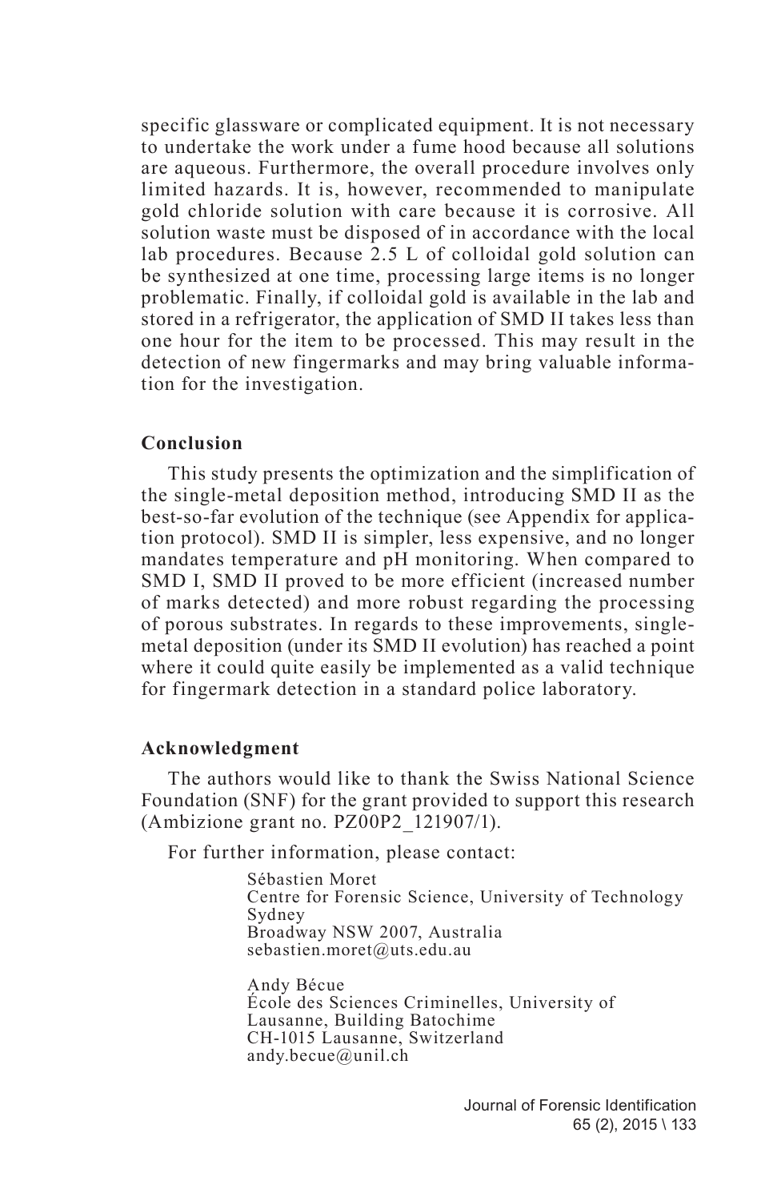specific glassware or complicated equipment. It is not necessary to undertake the work under a fume hood because all solutions are aqueous. Furthermore, the overall procedure involves only limited hazards. It is, however, recommended to manipulate gold chloride solution with care because it is corrosive. All solution waste must be disposed of in accordance with the local lab procedures. Because 2.5 L of colloidal gold solution can be synthesized at one time, processing large items is no longer problematic. Finally, if colloidal gold is available in the lab and stored in a refrigerator, the application of SMD II takes less than one hour for the item to be processed. This may result in the detection of new fingermarks and may bring valuable information for the investigation.

## Conclusion

This study presents the optimization and the simplification of the single-metal deposition method, introducing SMD II as the best-so-far evolution of the technique (see Appendix for application protocol). SMD II is simpler, less expensive, and no longer mandates temperature and pH monitoring. When compared to SMD I, SMD II proved to be more efficient (increased number of marks detected) and more robust regarding the processing of porous substrates. In regards to these improvements, single-metal deposition (under its SMD II evolution) has reached a point where it could quite easily be implemented as a valid technique for fingermark detection in a standard police laboratory.

## Acknowledgment

The authors would like to thank the Swiss National Science Foundation (SNF) for the grant provided to support this research (Ambizione grant no. PZ00P2_121907/1).

For further information, please contact:

Sébastien Moret
Centre for Forensic Science, University of Technology Sydney
Broadway NSW 2007, Australia
sebastien.moret@uts.edu.au

Andy Bécue
École des Sciences Criminelles, University of Lausanne, Building Batochime
CH-1015 Lausanne, Switzerland
andy.becue@unil.ch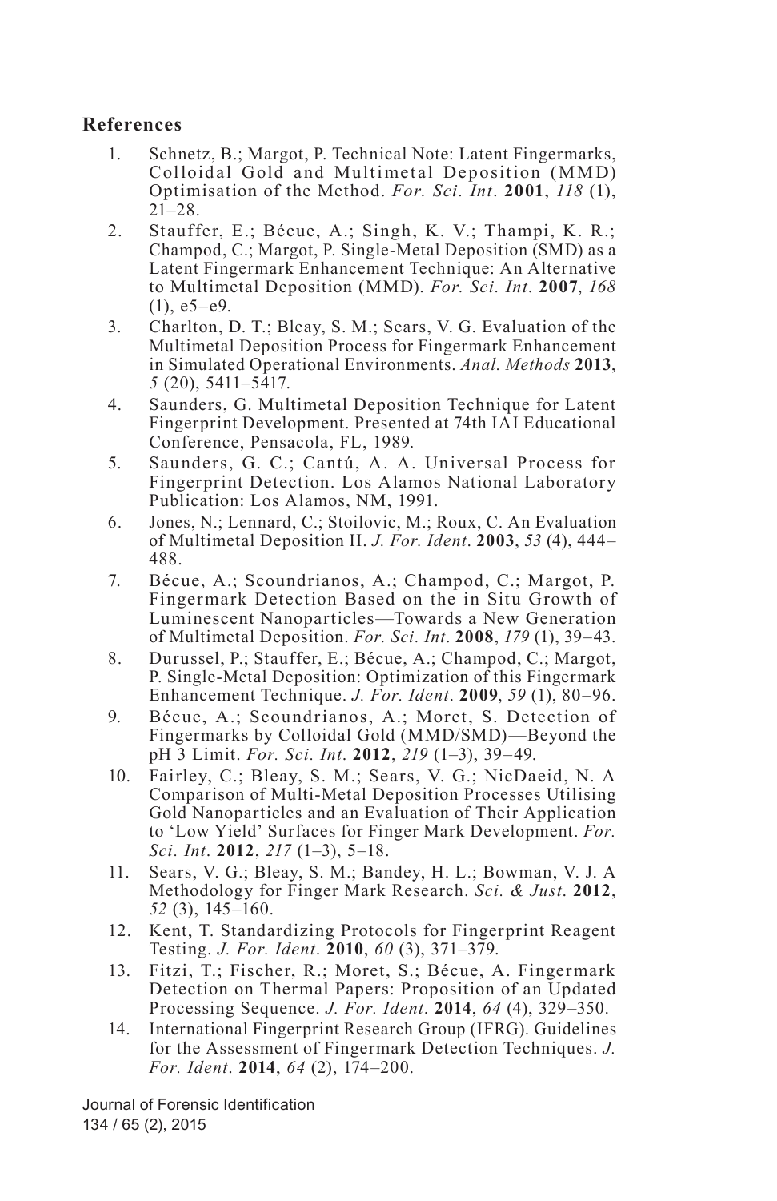## References

1. Schnetz, B.; Margot, P. Technical Note: Latent Fingermarks, Colloidal Gold and Multimetal Deposition (MMD) Optimisation of the Method. *For. Sci. Int*. **2001**, *118* (1), 21–28.
2. Stauffer, E.; Bécue, A.; Singh, K. V.; Thampi, K. R.; Champod, C.; Margot, P. Single-Metal Deposition (SMD) as a Latent Fingermark Enhancement Technique: An Alternative to Multimetal Deposition (MMD). *For. Sci. Int*. **2007**, *168* (1), e5–e9.
3. Charlton, D. T.; Bleay, S. M.; Sears, V. G. Evaluation of the Multimetal Deposition Process for Fingermark Enhancement in Simulated Operational Environments. *Anal. Methods* **2013**, *5* (20), 5411–5417.
4. Saunders, G. Multimetal Deposition Technique for Latent Fingerprint Development. Presented at 74th IAI Educational Conference, Pensacola, FL, 1989.
5. Saunders, G. C.; Cantú, A. A. Universal Process for Fingerprint Detection. Los Alamos National Laboratory Publication: Los Alamos, NM, 1991.
6. Jones, N.; Lennard, C.; Stoilovic, M.; Roux, C. An Evaluation of Multimetal Deposition II. *J. For. Ident*. **2003**, *53* (4), 444–488.
7. Bécue, A.; Scoundrianos, A.; Champod, C.; Margot, P. Fingermark Detection Based on the in Situ Growth of Luminescent Nanoparticles—Towards a New Generation of Multimetal Deposition. *For. Sci. Int*. **2008**, *179* (1), 39–43.
8. Durussel, P.; Stauffer, E.; Bécue, A.; Champod, C.; Margot, P. Single-Metal Deposition: Optimization of this Fingermark Enhancement Technique. *J. For. Ident*. **2009**, *59* (1), 80–96.
9. Bécue, A.; Scoundrianos, A.; Moret, S. Detection of Fingermarks by Colloidal Gold (MMD/SMD)—Beyond the pH 3 Limit. *For. Sci. Int*. **2012**, *219* (1–3), 39–49.
10. Fairley, C.; Bleay, S. M.; Sears, V. G.; NicDaeid, N. A Comparison of Multi-Metal Deposition Processes Utilising Gold Nanoparticles and an Evaluation of Their Application to 'Low Yield' Surfaces for Finger Mark Development. *For. Sci. Int*. **2012**, *217* (1–3), 5–18.
11. Sears, V. G.; Bleay, S. M.; Bandey, H. L.; Bowman, V. J. A Methodology for Finger Mark Research. *Sci. & Just*. **2012**, *52* (3), 145–160.
12. Kent, T. Standardizing Protocols for Fingerprint Reagent Testing. *J. For. Ident*. **2010**, *60* (3), 371–379.
13. Fitzi, T.; Fischer, R.; Moret, S.; Bécue, A. Fingermark Detection on Thermal Papers: Proposition of an Updated Processing Sequence. *J. For. Ident*. **2014**, *64* (4), 329–350.
14. International Fingerprint Research Group (IFRG). Guidelines for the Assessment of Fingermark Detection Techniques. *J. For. Ident*. **2014**, *64* (2), 174–200.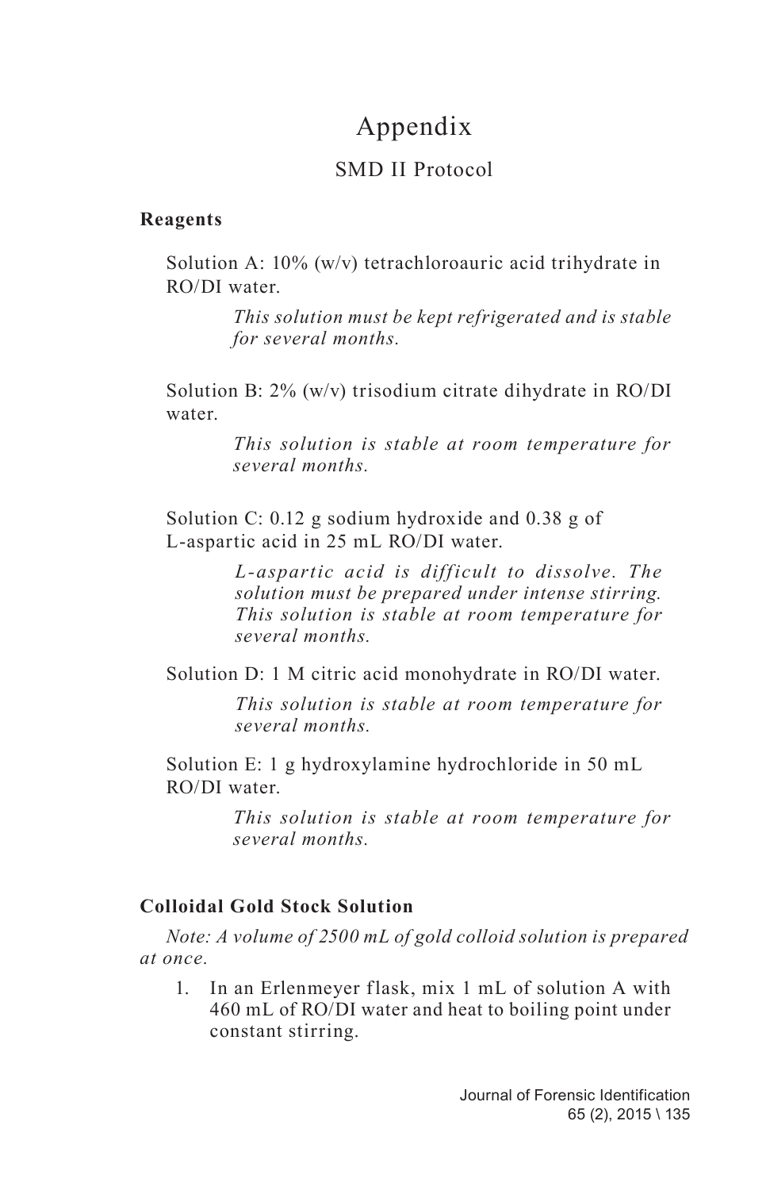# Appendix

## SMD II Protocol

### Reagents

Solution A: 10% (w/v) tetrachloroauric acid trihydrate in RO/DI water.

> *This solution must be kept refrigerated and is stable for several months.*

Solution B: 2% (w/v) trisodium citrate dihydrate in RO/DI water.

> *This solution is stable at room temperature for several months.*

Solution C: 0.12 g sodium hydroxide and 0.38 g of L-aspartic acid in 25 mL RO/DI water.

> *L-aspartic acid is difficult to dissolve. The solution must be prepared under intense stirring. This solution is stable at room temperature for several months.*

Solution D: 1 M citric acid monohydrate in RO/DI water.

> *This solution is stable at room temperature for several months.*

Solution E: 1 g hydroxylamine hydrochloride in 50 mL RO/DI water.

> *This solution is stable at room temperature for several months.*

### Colloidal Gold Stock Solution

*Note: A volume of 2500 mL of gold colloid solution is prepared at once.*

1. In an Erlenmeyer flask, mix 1 mL of solution A with 460 mL of RO/DI water and heat to boiling point under constant stirring.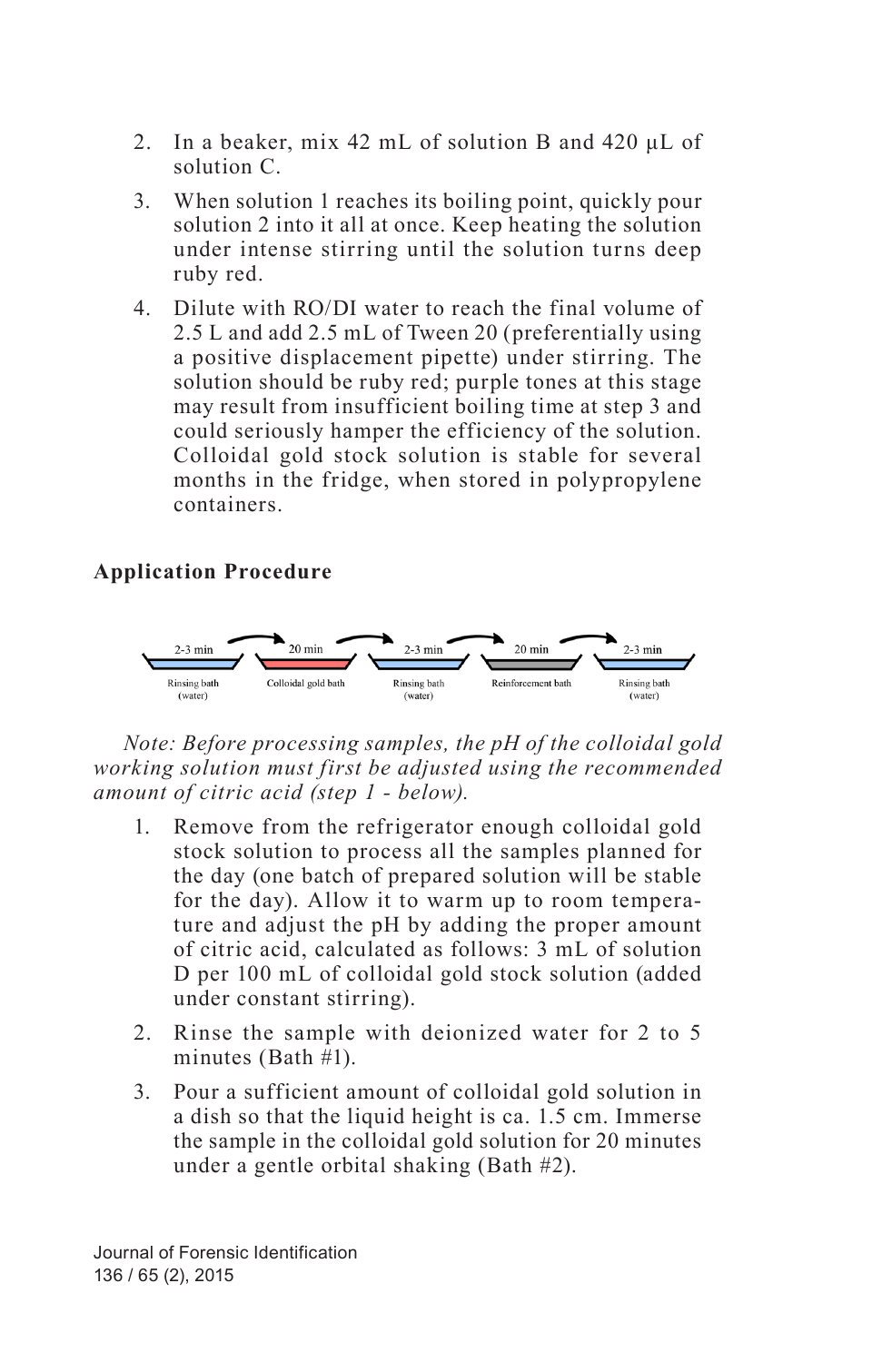2. In a beaker, mix 42 mL of solution B and 420 µL of solution C.

3. When solution 1 reaches its boiling point, quickly pour solution 2 into it all at once. Keep heating the solution under intense stirring until the solution turns deep ruby red.

4. Dilute with RO/DI water to reach the final volume of 2.5 L and add 2.5 mL of Tween 20 (preferentially using a positive displacement pipette) under stirring. The solution should be ruby red; purple tones at this stage may result from insufficient boiling time at step 3 and could seriously hamper the efficiency of the solution. Colloidal gold stock solution is stable for several months in the fridge, when stored in polypropylene containers.

**Application Procedure**

*Note: Before processing samples, the pH of the colloidal gold working solution must first be adjusted using the recommended amount of citric acid (step 1 - below).*

1. Remove from the refrigerator enough colloidal gold stock solution to process all the samples planned for the day (one batch of prepared solution will be stable for the day). Allow it to warm up to room temperature and adjust the pH by adding the proper amount of citric acid, calculated as follows: 3 mL of solution D per 100 mL of colloidal gold stock solution (added under constant stirring).

2. Rinse the sample with deionized water for 2 to 5 minutes (Bath #1).

3. Pour a sufficient amount of colloidal gold solution in a dish so that the liquid height is ca. 1.5 cm. Immerse the sample in the colloidal gold solution for 20 minutes under a gentle orbital shaking (Bath #2).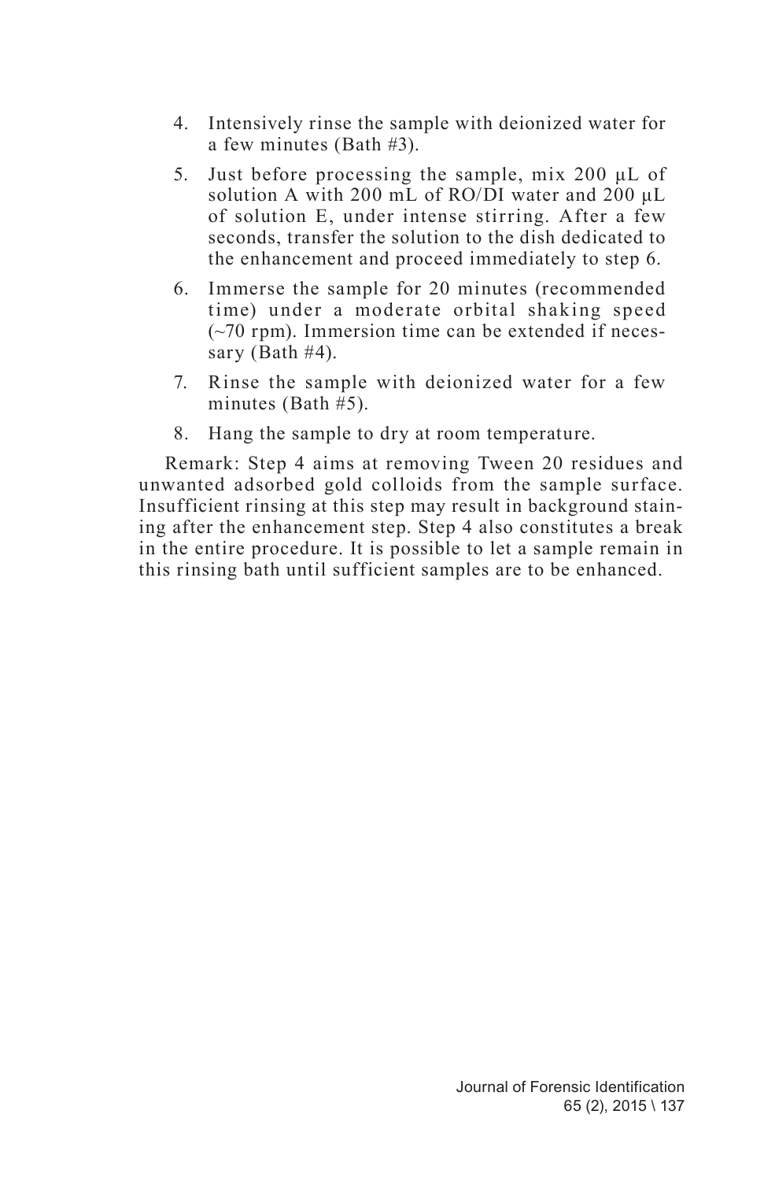4. Intensively rinse the sample with deionized water for a few minutes (Bath #3).
5. Just before processing the sample, mix 200 µL of solution A with 200 mL of RO/DI water and 200 µL of solution E, under intense stirring. After a few seconds, transfer the solution to the dish dedicated to the enhancement and proceed immediately to step 6.
6. Immerse the sample for 20 minutes (recommended time) under a moderate orbital shaking speed (~70 rpm). Immersion time can be extended if necessary (Bath #4).
7. Rinse the sample with deionized water for a few minutes (Bath #5).
8. Hang the sample to dry at room temperature.

Remark: Step 4 aims at removing Tween 20 residues and unwanted adsorbed gold colloids from the sample surface. Insufficient rinsing at this step may result in background staining after the enhancement step. Step 4 also constitutes a break in the entire procedure. It is possible to let a sample remain in this rinsing bath until sufficient samples are to be enhanced.